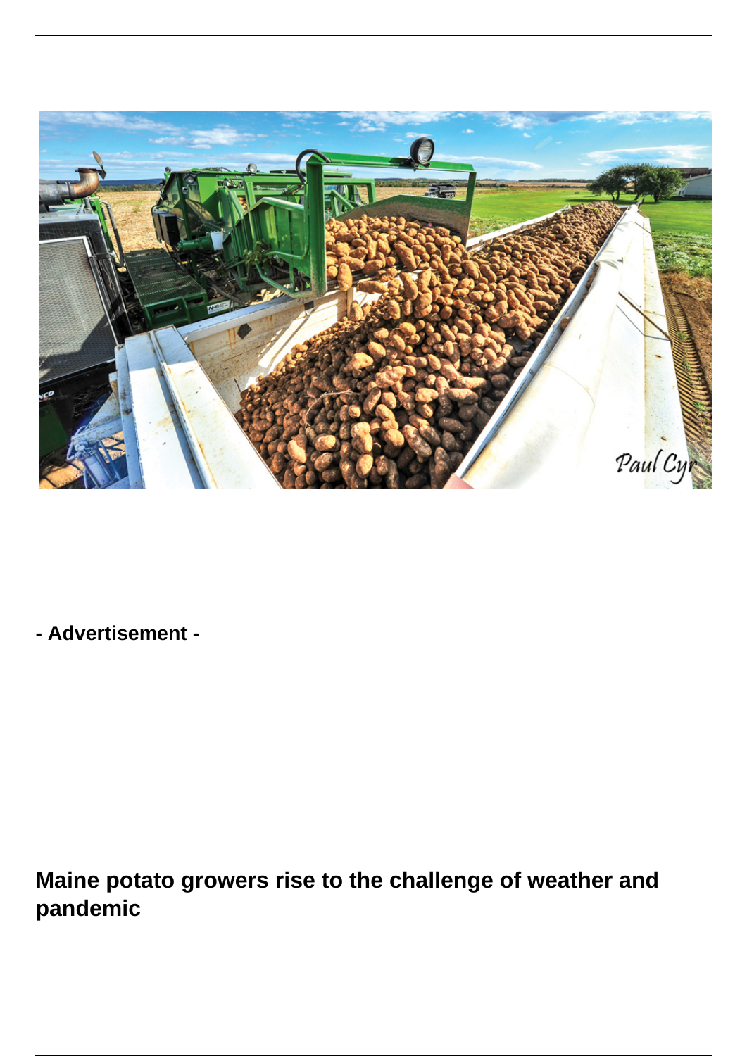- Advertisement -

## Maine potato growers rise to the challenge of weather and pandemic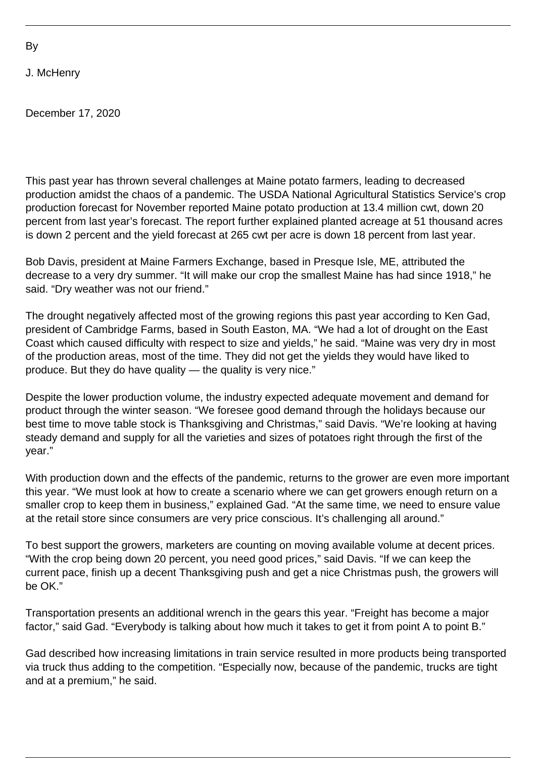By

J. McHenry

December 17, 2020

This past year has thrown several challenges at Maine potato farmers, leading to decreased production amidst the chaos of a pandemic. The USDA National Agricultural Statistics Service's crop production forecast for November reported Maine potato production at 13.4 million cwt, down 20 percent from last year's forecast. The report further explained planted acreage at 51 thousand acres is down 2 percent and the yield forecast at 265 cwt per acre is down 18 percent from last year.

Bob Davis, president at Maine Farmers Exchange, based in Presque Isle, ME, attributed the decrease to a very dry summer. "It will make our crop the smallest Maine has had since 1918," he said. "Dry weather was not our friend."

The drought negatively affected most of the growing regions this past year according to Ken Gad, president of Cambridge Farms, based in South Easton, MA. "We had a lot of drought on the East Coast which caused difficulty with respect to size and yields," he said. "Maine was very dry in most of the production areas, most of the time. They did not get the yields they would have liked to produce. But they do have quality — the quality is very nice."

Despite the lower production volume, the industry expected adequate movement and demand for product through the winter season. "We foresee good demand through the holidays because our best time to move table stock is Thanksgiving and Christmas," said Davis. "We're looking at having steady demand and supply for all the varieties and sizes of potatoes right through the first of the year."

With production down and the effects of the pandemic, returns to the grower are even more important this year. "We must look at how to create a scenario where we can get growers enough return on a smaller crop to keep them in business," explained Gad. "At the same time, we need to ensure value at the retail store since consumers are very price conscious. It's challenging all around."

To best support the growers, marketers are counting on moving available volume at decent prices. "With the crop being down 20 percent, you need good prices," said Davis. "If we can keep the current pace, finish up a decent Thanksgiving push and get a nice Christmas push, the growers will be OK."

Transportation presents an additional wrench in the gears this year. "Freight has become a major factor," said Gad. "Everybody is talking about how much it takes to get it from point A to point B."

Gad described how increasing limitations in train service resulted in more products being transported via truck thus adding to the competition. "Especially now, because of the pandemic, trucks are tight and at a premium," he said.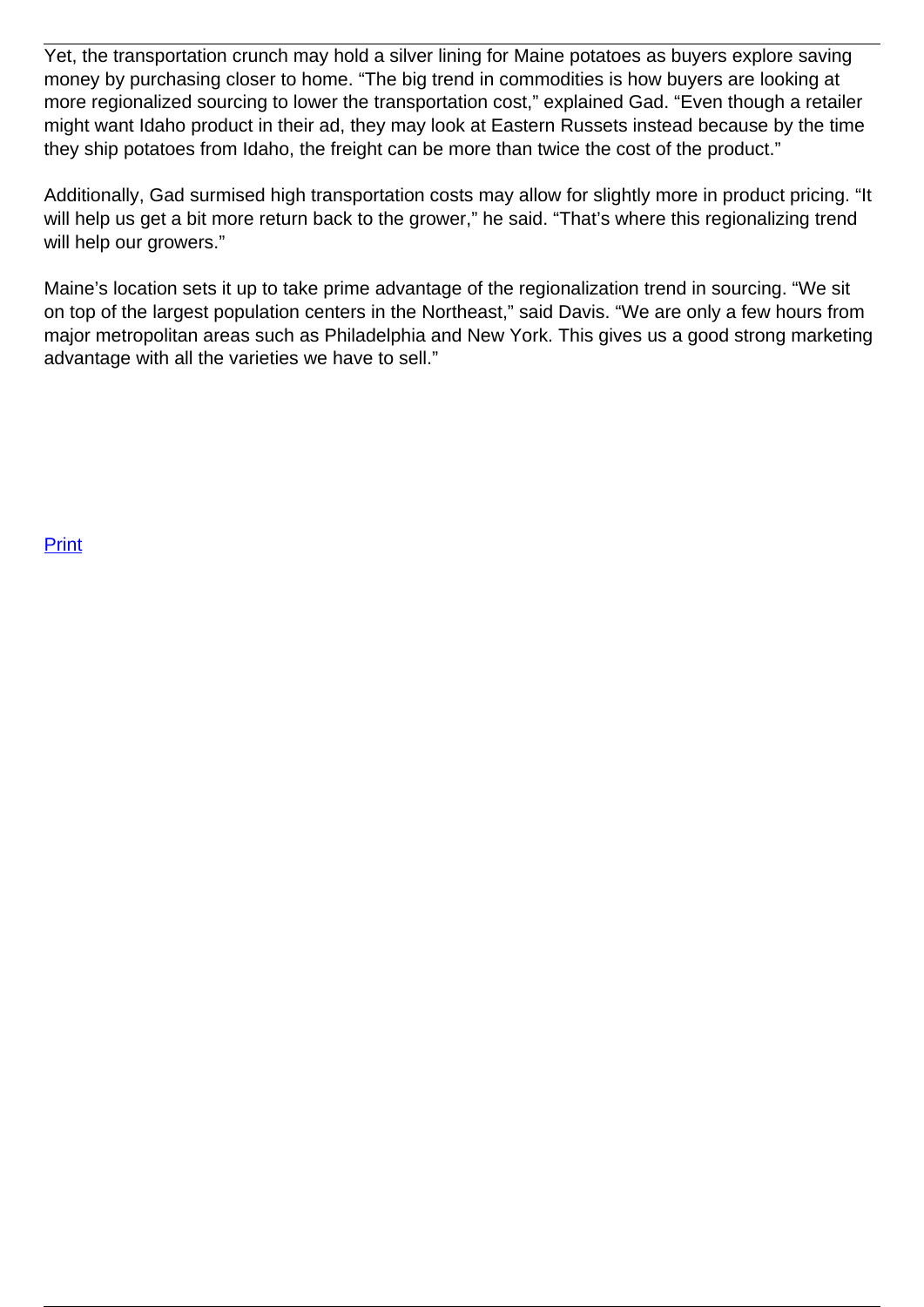Yet, the transportation crunch may hold a silver lining for Maine potatoes as buyers explore saving money by purchasing closer to home. “The big trend in commodities is how buyers are looking at more regionalized sourcing to lower the transportation cost,” explained Gad. “Even though a retailer might want Idaho product in their ad, they may look at Eastern Russets instead because by the time they ship potatoes from Idaho, the freight can be more than twice the cost of the product.”

Additionally, Gad surmised high transportation costs may allow for slightly more in product pricing. “It will help us get a bit more return back to the grower,” he said. “That’s where this regionalizing trend will help our growers.”

Maine’s location sets it up to take prime advantage of the regionalization trend in sourcing. “We sit on top of the largest population centers in the Northeast,” said Davis. “We are only a few hours from major metropolitan areas such as Philadelphia and New York. This gives us a good strong marketing advantage with all the varieties we have to sell.”

Print